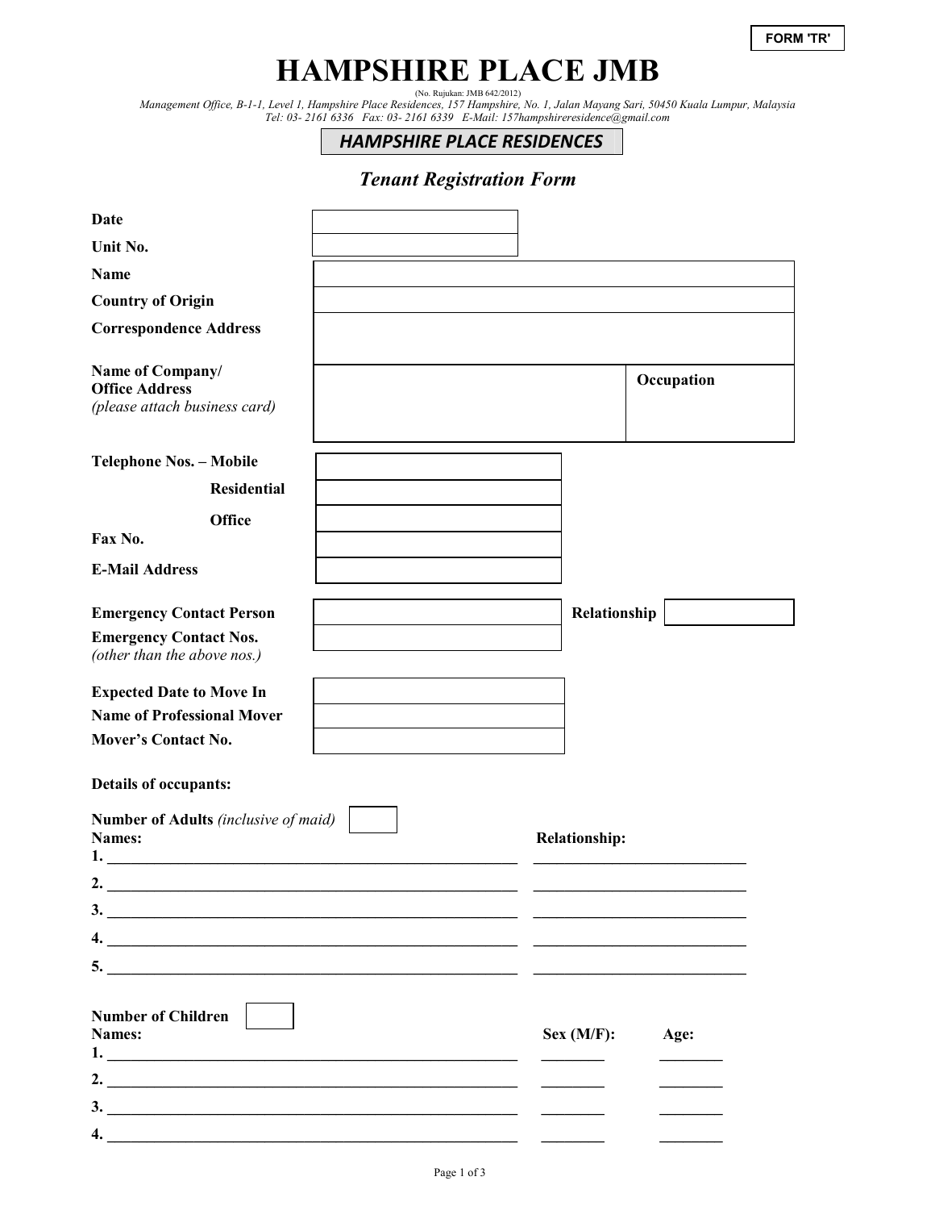FORM 'TR'

# HAMPSHIRE PLACE JMB

(No. Rujukan: JMB 642/2012)

*Management Office, B-1-1, Level 1, Hampshire Place Residences, 157 Hampshire, No. 1, Jalan Mayang Sari, 50450 Kuala Lumpur, Malaysia*
*Tel: 03- 2161 6336 Fax: 03- 2161 6339 E-Mail: 157hampshireresidence@gmail.com*

## *HAMPSHIRE PLACE RESIDENCES*

### *Tenant Registration Form*

| | | | |
|---|---|---|---|
| **Date** | | | |
| **Unit No.** | | | |
| **Name** | | | |
| **Country of Origin** | | | |
| **Correspondence Address** | | | |
| **Name of Company/ Office Address** *(please attach business card)* | | **Occupation** | |

| | |
|---|---|
| **Telephone Nos. – Mobile** | |
| **Residential** | |
| **Office** | |
| **Fax No.** | |
| **E-Mail Address** | |

| | | | |
|---|---|---|---|
| **Emergency Contact Person** | | **Relationship** | |
| **Emergency Contact Nos.** *(other than the above nos.)* | | | |

| | |
|---|---|
| **Expected Date to Move In** | |
| **Name of Professional Mover** | |
| **Mover's Contact No.** | |

**Details of occupants:**

**Number of Adults** *(inclusive of maid)* ☐

| **Names:** | **Relationship:** |
|---|---|
| 1. ______________________________ | ______________________ |
| 2. ______________________________ | ______________________ |
| 3. ______________________________ | ______________________ |
| 4. ______________________________ | ______________________ |
| 5. ______________________________ | ______________________ |

**Number of Children** ☐

| **Names:** | **Sex (M/F):** | **Age:** |
|---|---|---|
| 1. ______________________________ | ________ | ________ |
| 2. ______________________________ | ________ | ________ |
| 3. ______________________________ | ________ | ________ |
| 4. ______________________________ | ________ | ________ |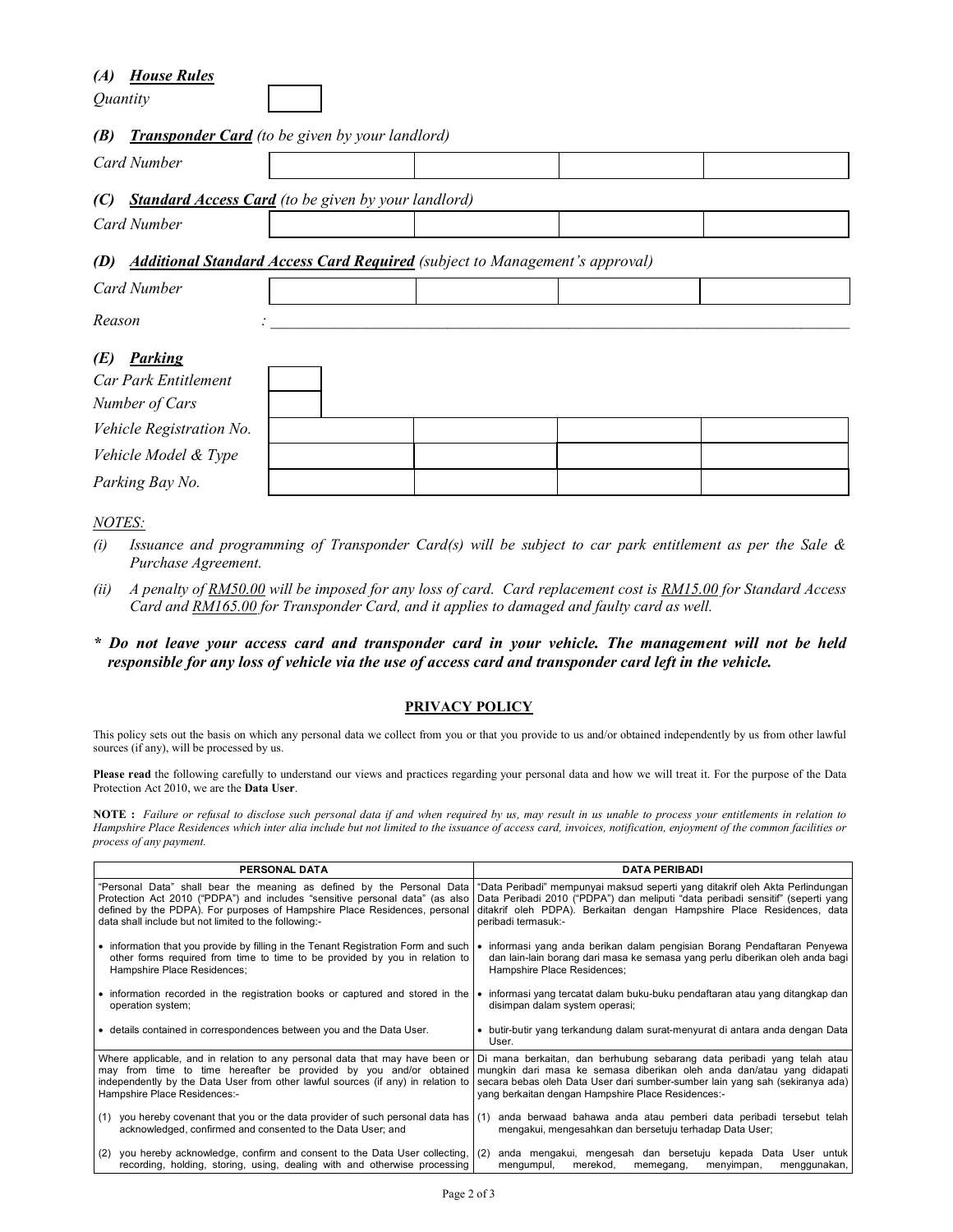### *(A) House Rules*

| *Quantity* | |
|---|---|

### *(B) Transponder Card (to be given by your landlord)*

| *Card Number* | | | | |
|---|---|---|---|---|

### *(C) Standard Access Card (to be given by your landlord)*

| *Card Number* | | | | |
|---|---|---|---|---|

### *(D) Additional Standard Access Card Required (subject to Management's approval)*

| *Card Number* | | | | |
|---|---|---|---|---|

*Reason* : ______________________________________________________________________________

### *(E) Parking*

| | | | | |
|---|---|---|---|---|
| *Car Park Entitlement* | | | | |
| *Number of Cars* | | | | |
| *Vehicle Registration No.* | | | | |
| *Vehicle Model & Type* | | | | |
| *Parking Bay No.* | | | | |

*NOTES:*

*(i) Issuance and programming of Transponder Card(s) will be subject to car park entitlement as per the Sale & Purchase Agreement.*

*(ii) A penalty of RM50.00 will be imposed for any loss of card. Card replacement cost is RM15.00 for Standard Access Card and RM165.00 for Transponder Card, and it applies to damaged and faulty card as well.*

***\* Do not leave your access card and transponder card in your vehicle. The management will not be held responsible for any loss of vehicle via the use of access card and transponder card left in the vehicle.***

## PRIVACY POLICY

This policy sets out the basis on which any personal data we collect from you or that you provide to us and/or obtained independently by us from other lawful sources (if any), will be processed by us.

**Please read** the following carefully to understand our views and practices regarding your personal data and how we will treat it. For the purpose of the Data Protection Act 2010, we are the **Data User**.

**NOTE :** *Failure or refusal to disclose such personal data if and when required by us, may result in us unable to process your entitlements in relation to Hampshire Place Residences which inter alia include but not limited to the issuance of access card, invoices, notification, enjoyment of the common facilities or process of any payment.*

| PERSONAL DATA | DATA PERIBADI |
|---|---|
| "Personal Data" shall bear the meaning as defined by the Personal Data Protection Act 2010 ("PDPA") and includes "sensitive personal data" (as also defined by the PDPA). For purposes of Hampshire Place Residences, personal data shall include but not limited to the following:- | "Data Peribadi" mempunyai maksud seperti yang ditakrif oleh Akta Perlindungan Data Peribadi 2010 ("PDPA") dan meliputi "data peribadi sensitif" (seperti yang ditakrif oleh PDPA). Berkaitan dengan Hampshire Place Residences, data peribadi termasuk:- |
| • information that you provide by filling in the Tenant Registration Form and such other forms required from time to time to be provided by you in relation to Hampshire Place Residences; | • informasi yang anda berikan dalam pengisian Borang Pendaftaran Penyewa dan lain-lain borang dari masa ke semasa yang perlu diberikan oleh anda bagi Hampshire Place Residences; |
| • information recorded in the registration books or captured and stored in the operation system; | • informasi yang tercatat dalam buku-buku pendaftaran atau yang ditangkap dan disimpan dalam system operasi; |
| • details contained in correspondences between you and the Data User. | • butir-butir yang terkandung dalam surat-menyurat di antara anda dengan Data User. |
| Where applicable, and in relation to any personal data that may have been or may from time to time hereafter be provided by you and/or obtained independently by the Data User from other lawful sources (if any) in relation to Hampshire Place Residences:- | Di mana berkaitan, dan berhubung sebarang data peribadi yang telah atau mungkin dari masa ke semasa diberikan oleh anda dan/atau yang didapati secara bebas oleh Data User dari sumber-sumber lain yang sah (sekiranya ada) yang berkaitan dengan Hampshire Place Residences:- |
| (1) you hereby covenant that you or the data provider of such personal data has acknowledged, confirmed and consented to the Data User; and | (1) anda berwaad bahawa anda atau pemberi data peribadi tersebut telah mengakui, mengesahkan dan bersetuju terhadap Data User; |
| (2) you hereby acknowledge, confirm and consent to the Data User collecting, recording, holding, storing, using, dealing with and otherwise processing | (2) anda mengakui, mengesah dan bersetuju kepada Data User untuk mengumpul, merekod, memegang, menyimpan, menggunakan, |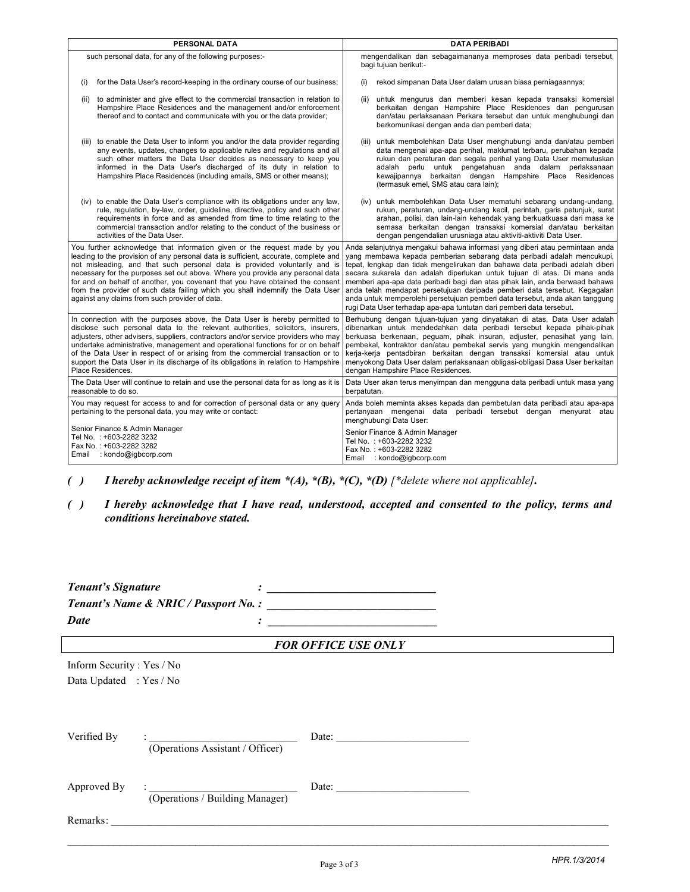| PERSONAL DATA | DATA PERIBADI |
|---|---|
| such personal data, for any of the following purposes:-<br><br>(i) for the Data User's record-keeping in the ordinary course of our business;<br><br>(ii) to administer and give effect to the commercial transaction in relation to Hampshire Place Residences and the management and/or enforcement thereof and to contact and communicate with you or the data provider;<br><br>(iii) to enable the Data User to inform you and/or the data provider regarding any events, updates, changes to applicable rules and regulations and all such other matters the Data User decides as necessary to keep you informed in the Data User's discharged of its duty in relation to Hampshire Place Residences (including emails, SMS or other means);<br><br>(iv) to enable the Data User's compliance with its obligations under any law, rule, regulation, by-law, order, guideline, directive, policy and such other requirements in force and as amended from time to time relating to the commercial transaction and/or relating to the conduct of the business or activities of the Data User. | mengendalikan dan sebagaimananya memproses data peribadi tersebut, bagi tujuan berikut:-<br><br>(i) rekod simpanan Data User dalam urusan biasa perniagaannya;<br><br>(ii) untuk mengurus dan memberi kesan kepada transaksi komersial berkaitan dengan Hampshire Place Residences dan pengurusan dan/atau perlaksanaan Perkara tersebut dan untuk menghubungi dan berkomunikasi dengan anda dan pemberi data;<br><br>(iii) untuk membolehkan Data User menghubungi anda dan/atau pemberi data mengenai apa-apa perihal, maklumat terbaru, perubahan kepada rukun dan peraturan dan segala perihal yang Data User memutuskan adalah perlu untuk pengetahuan anda dalam perlaksanaan kewajipannya berkaitan dengan Hampshire Place Residences (termasuk emel, SMS atau cara lain);<br><br>(iv) untuk membolehkan Data User mematuhi sebarang undang-undang, rukun, peraturan, undang-undang kecil, perintah, garis petunjuk, surat arahan, polisi, dan lain-lain kehendak yang berkuatkuasa dari masa ke semasa berkaitan dengan transaksi komersial dan/atau berkaitan dengan pengendalian urusniaga atau aktiviti-aktiviti Data User. |
| You further acknowledge that information given or the request made by you leading to the provision of any personal data is sufficient, accurate, complete and not misleading, and that such personal data is provided voluntarily and is necessary for the purposes set out above. Where you provide any personal data for and on behalf of another, you covenant that you have obtained the consent from the provider of such data failing which you shall indemnify the Data User against any claims from such provider of data. | Anda selanjutnya mengakui bahawa informasi yang diberi atau permintaan anda yang membawa kepada pemberian sebarang data peribadi adalah mencukupi, tepat, lengkap dan tidak mengelirukan dan bahawa data peribadi adalah diberi secara sukarela dan adalah diperlukan untuk tujuan di atas. Di mana anda memberi apa-apa data peribadi bagi dan atas pihak lain, anda berwaad bahawa anda telah mendapat persetujuan daripada pemberi data tersebut. Kegagalan anda untuk memperolehi persetujuan pemberi data tersebut, anda akan tanggung rugi Data User terhadap apa-apa tuntutan dari pemberi data tersebut. |
| In connection with the purposes above, the Data User is hereby permitted to disclose such personal data to the relevant authorities, solicitors, insurers, adjusters, other advisers, suppliers, contractors and/or service providers who may undertake administrative, management and operational functions for or on behalf of the Data User in respect of or arising from the commercial transaction or to support the Data User in its discharge of its obligations in relation to Hampshire Place Residences. | Berhubung dengan tujuan-tujuan yang dinyatakan di atas, Data User adalah dibenarkan untuk mendedahkan data peribadi tersebut kepada pihak-pihak berkuasa berkenaan, peguam, pihak insuran, adjuster, penasihat yang lain, pembekal, kontraktor dan/atau pembekal servis yang mungkin mengendalikan kerja-kerja pentadbiran berkaitan dengan transaksi komersial atau untuk menyokong Data User dalam perlaksanaan obligasi-obligasi Dasa User berkaitan dengan Hampshire Place Residences. |
| The Data User will continue to retain and use the personal data for as long as it is reasonable to do so. | Data User akan terus menyimpan dan mengguna data peribadi untuk masa yang berpatutan. |
| You may request for access to and for correction of personal data or any query pertaining to the personal data, you may write or contact:<br><br>Senior Finance & Admin Manager<br>Tel No. : +603-2282 3232<br>Fax No. : +603-2282 3282<br>Email : kondo@igbcorp.com | Anda boleh meminta akses kepada dan pembetulan data peribadi atau apa-apa pertanyaan mengenai data peribadi tersebut dengan menyurat atau menghubungi Data User:<br><br>Senior Finance & Admin Manager<br>Tel No. : +603-2282 3232<br>Fax No. : +603-2282 3282<br>Email : kondo@igbcorp.com |

***( ) I hereby acknowledge receipt of item *(A), *(B), *(C), *(D)*** *[*delete where not applicable]*.

***( ) I hereby acknowledge that I have read, understood, accepted and consented to the policy, terms and conditions hereinabove stated.***

***Tenant's Signature :*** ______________________________

***Tenant's Name & NRIC / Passport No. :*** ______________________________

***Date :*** ______________________________

## *FOR OFFICE USE ONLY*

Inform Security : Yes / No

Data Updated : Yes / No

Verified By : ____________________________ Date: ________________________
(Operations Assistant / Officer)

Approved By : ____________________________ Date: ________________________
(Operations / Building Manager)

Remarks: ______________________________________________________________________________

________________________________________________________________________________________

HPR.1/3/2014